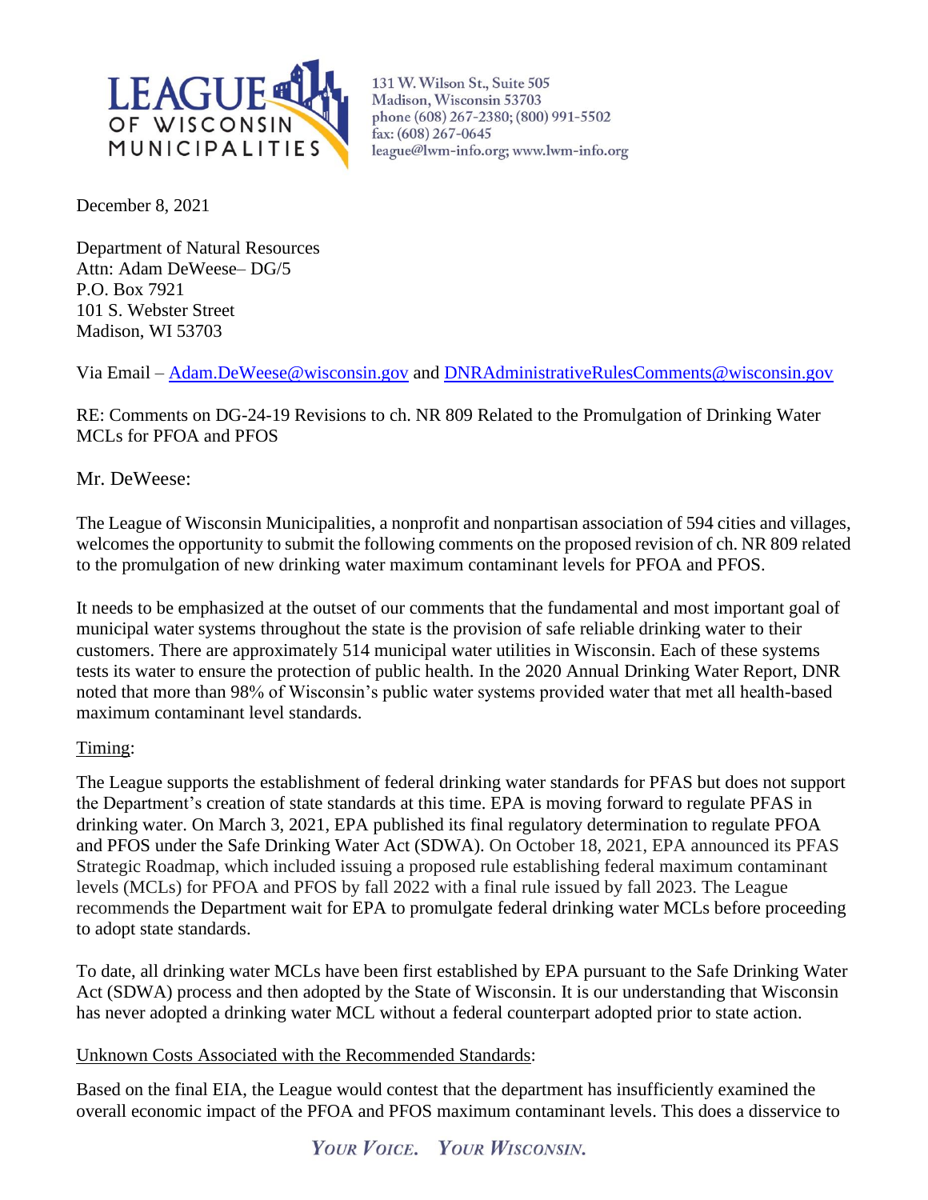LEAGUE OF WISCONSIN MUNICIPALITIES

131 W. Wilson St., Suite 505
Madison, Wisconsin 53703
phone (608) 267-2380; (800) 991-5502
fax: (608) 267-0645
league@lwm-info.org; www.lwm-info.org

December 8, 2021

Department of Natural Resources
Attn: Adam DeWeese– DG/5
P.O. Box 7921
101 S. Webster Street
Madison, WI 53703

Via Email – Adam.DeWeese@wisconsin.gov and DNRAdministrativeRulesComments@wisconsin.gov

RE: Comments on DG-24-19 Revisions to ch. NR 809 Related to the Promulgation of Drinking Water MCLs for PFOA and PFOS

Mr. DeWeese:

The League of Wisconsin Municipalities, a nonprofit and nonpartisan association of 594 cities and villages, welcomes the opportunity to submit the following comments on the proposed revision of ch. NR 809 related to the promulgation of new drinking water maximum contaminant levels for PFOA and PFOS.

It needs to be emphasized at the outset of our comments that the fundamental and most important goal of municipal water systems throughout the state is the provision of safe reliable drinking water to their customers. There are approximately 514 municipal water utilities in Wisconsin. Each of these systems tests its water to ensure the protection of public health. In the 2020 Annual Drinking Water Report, DNR noted that more than 98% of Wisconsin's public water systems provided water that met all health-based maximum contaminant level standards.

<u>Timing</u>:

The League supports the establishment of federal drinking water standards for PFAS but does not support the Department's creation of state standards at this time. EPA is moving forward to regulate PFAS in drinking water. On March 3, 2021, EPA published its final regulatory determination to regulate PFOA and PFOS under the Safe Drinking Water Act (SDWA). On October 18, 2021, EPA announced its PFAS Strategic Roadmap, which included issuing a proposed rule establishing federal maximum contaminant levels (MCLs) for PFOA and PFOS by fall 2022 with a final rule issued by fall 2023. The League recommends the Department wait for EPA to promulgate federal drinking water MCLs before proceeding to adopt state standards.

To date, all drinking water MCLs have been first established by EPA pursuant to the Safe Drinking Water Act (SDWA) process and then adopted by the State of Wisconsin. It is our understanding that Wisconsin has never adopted a drinking water MCL without a federal counterpart adopted prior to state action.

<u>Unknown Costs Associated with the Recommended Standards</u>:

Based on the final EIA, the League would contest that the department has insufficiently examined the overall economic impact of the PFOA and PFOS maximum contaminant levels. This does a disservice to

*YOUR VOICE. YOUR WISCONSIN.*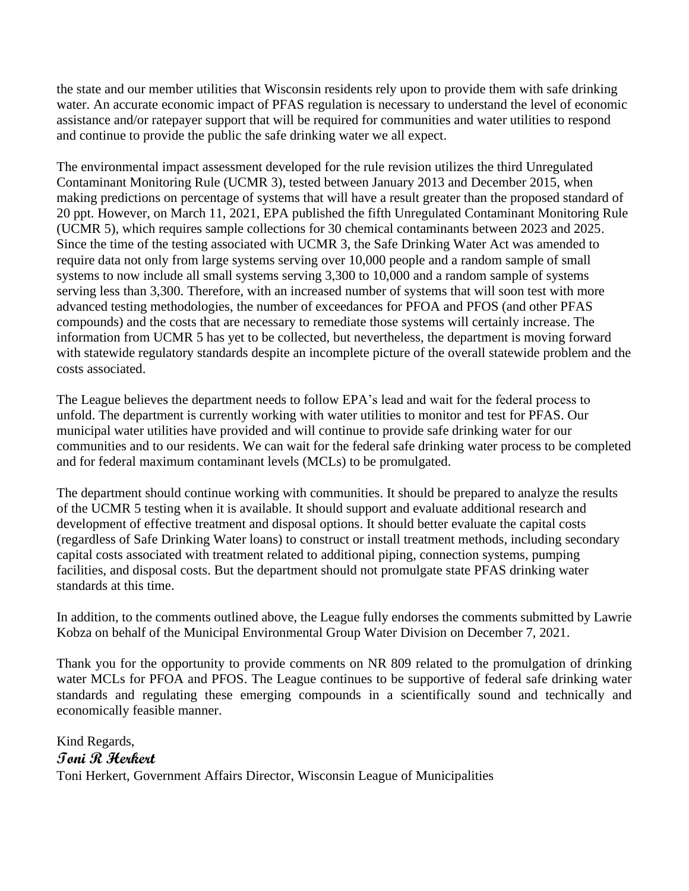the state and our member utilities that Wisconsin residents rely upon to provide them with safe drinking water. An accurate economic impact of PFAS regulation is necessary to understand the level of economic assistance and/or ratepayer support that will be required for communities and water utilities to respond and continue to provide the public the safe drinking water we all expect.

The environmental impact assessment developed for the rule revision utilizes the third Unregulated Contaminant Monitoring Rule (UCMR 3), tested between January 2013 and December 2015, when making predictions on percentage of systems that will have a result greater than the proposed standard of 20 ppt. However, on March 11, 2021, EPA published the fifth Unregulated Contaminant Monitoring Rule (UCMR 5), which requires sample collections for 30 chemical contaminants between 2023 and 2025. Since the time of the testing associated with UCMR 3, the Safe Drinking Water Act was amended to require data not only from large systems serving over 10,000 people and a random sample of small systems to now include all small systems serving 3,300 to 10,000 and a random sample of systems serving less than 3,300. Therefore, with an increased number of systems that will soon test with more advanced testing methodologies, the number of exceedances for PFOA and PFOS (and other PFAS compounds) and the costs that are necessary to remediate those systems will certainly increase. The information from UCMR 5 has yet to be collected, but nevertheless, the department is moving forward with statewide regulatory standards despite an incomplete picture of the overall statewide problem and the costs associated.

The League believes the department needs to follow EPA's lead and wait for the federal process to unfold. The department is currently working with water utilities to monitor and test for PFAS. Our municipal water utilities have provided and will continue to provide safe drinking water for our communities and to our residents. We can wait for the federal safe drinking water process to be completed and for federal maximum contaminant levels (MCLs) to be promulgated.

The department should continue working with communities. It should be prepared to analyze the results of the UCMR 5 testing when it is available. It should support and evaluate additional research and development of effective treatment and disposal options. It should better evaluate the capital costs (regardless of Safe Drinking Water loans) to construct or install treatment methods, including secondary capital costs associated with treatment related to additional piping, connection systems, pumping facilities, and disposal costs. But the department should not promulgate state PFAS drinking water standards at this time.

In addition, to the comments outlined above, the League fully endorses the comments submitted by Lawrie Kobza on behalf of the Municipal Environmental Group Water Division on December 7, 2021.

Thank you for the opportunity to provide comments on NR 809 related to the promulgation of drinking water MCLs for PFOA and PFOS. The League continues to be supportive of federal safe drinking water standards and regulating these emerging compounds in a scientifically sound and technically and economically feasible manner.

Kind Regards,

***Toni R Herkert***

Toni Herkert, Government Affairs Director, Wisconsin League of Municipalities